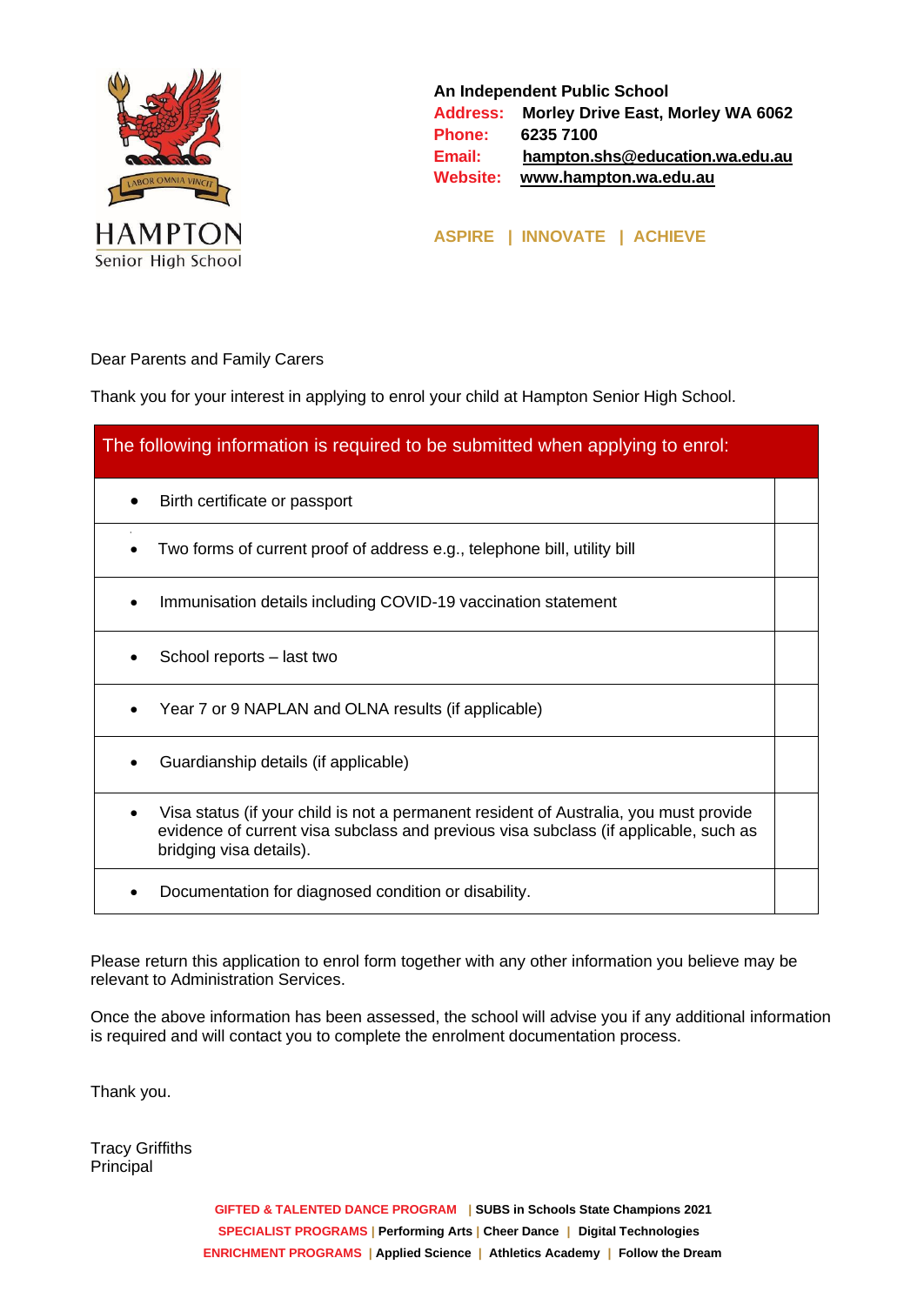HAMPTON
Senior High School

**An Independent Public School**
**Address:** Morley Drive East, Morley WA 6062
**Phone:** 6235 7100
**Email:** hampton.shs@education.wa.edu.au
**Website:** www.hampton.wa.edu.au

**ASPIRE | INNOVATE | ACHIEVE**

Dear Parents and Family Carers

Thank you for your interest in applying to enrol your child at Hampton Senior High School.

| The following information is required to be submitted when applying to enrol: | |
|---|---|
| • Birth certificate or passport | |
| • Two forms of current proof of address e.g., telephone bill, utility bill | |
| • Immunisation details including COVID-19 vaccination statement | |
| • School reports – last two | |
| • Year 7 or 9 NAPLAN and OLNA results (if applicable) | |
| • Guardianship details (if applicable) | |
| • Visa status (if your child is not a permanent resident of Australia, you must provide evidence of current visa subclass and previous visa subclass (if applicable, such as bridging visa details). | |
| • Documentation for diagnosed condition or disability. | |

Please return this application to enrol form together with any other information you believe may be relevant to Administration Services.

Once the above information has been assessed, the school will advise you if any additional information is required and will contact you to complete the enrolment documentation process.

Thank you.

Tracy Griffiths
Principal

**GIFTED & TALENTED DANCE PROGRAM | SUBS in Schools State Champions 2021**
**SPECIALIST PROGRAMS | Performing Arts | Cheer Dance | Digital Technologies**
**ENRICHMENT PROGRAMS | Applied Science | Athletics Academy | Follow the Dream**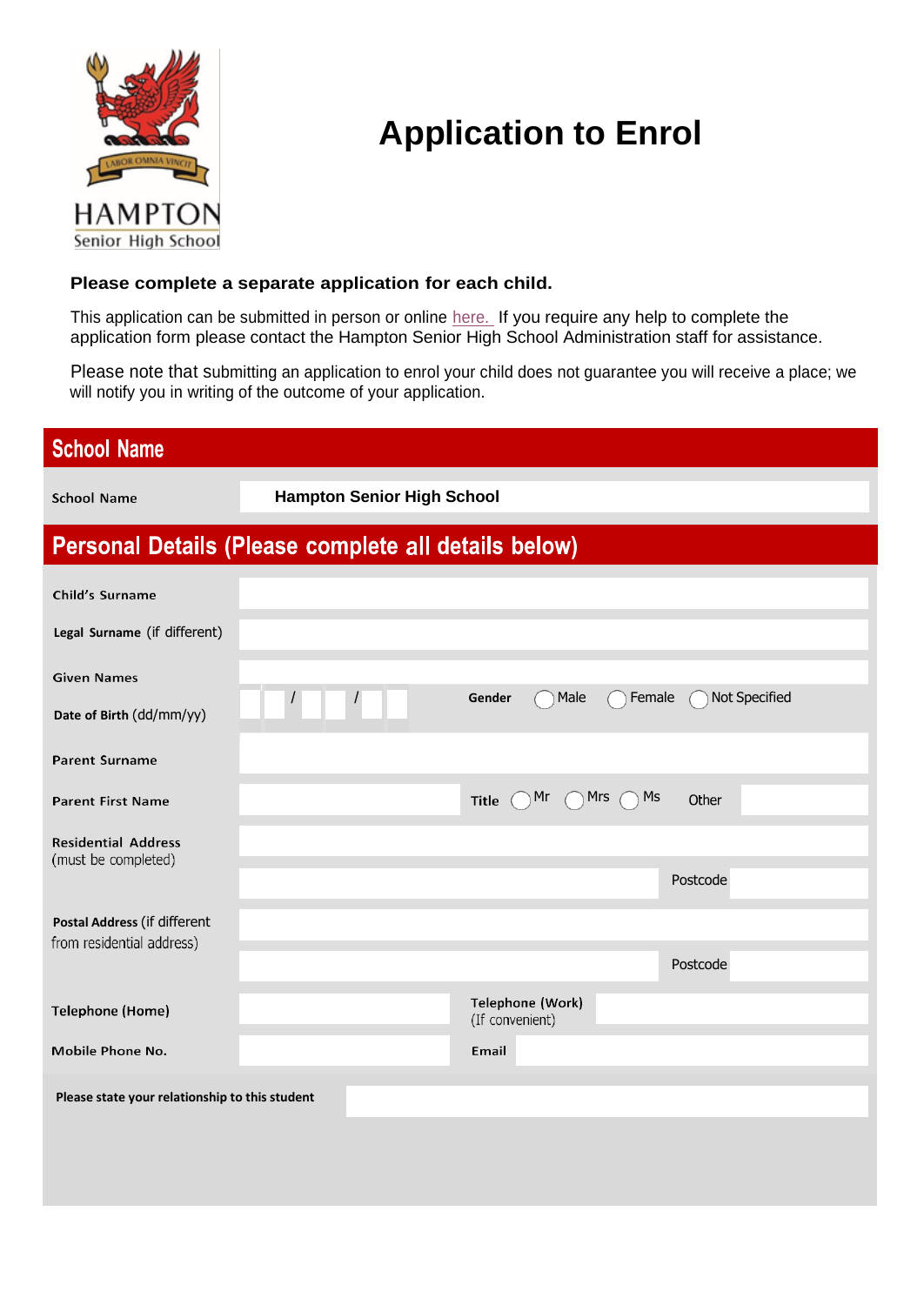HAMPTON
Senior High School

LABOR OMNIA VINCIT

# Application to Enrol

**Please complete a separate application for each child.**

This application can be submitted in person or online here. If you require any help to complete the application form please contact the Hampton Senior High School Administration staff for assistance.

Please note that submitting an application to enrol your child does not guarantee you will receive a place; we will notify you in writing of the outcome of your application.

## School Name

| | |
|---|---|
| School Name | **Hampton Senior High School** |

## Personal Details (Please complete all details below)

| | | | |
|---|---|---|---|
| **Child's Surname** | | | |
| **Legal Surname** (if different) | | | |
| **Given Names** | | | |
| **Date of Birth** (dd/mm/yy) | / / | **Gender** | ◯ Male ◯ Female ◯ Not Specified |
| **Parent Surname** | | | |
| **Parent First Name** | | **Title** | ◯ Mr ◯ Mrs ◯ Ms Other |
| **Residential Address** (must be completed) | | | |
| | | Postcode | |
| **Postal Address** (if different from residential address) | | | |
| | | Postcode | |
| **Telephone (Home)** | | **Telephone (Work)** (If convenient) | |
| **Mobile Phone No.** | | **Email** | |

**Please state your relationship to this student**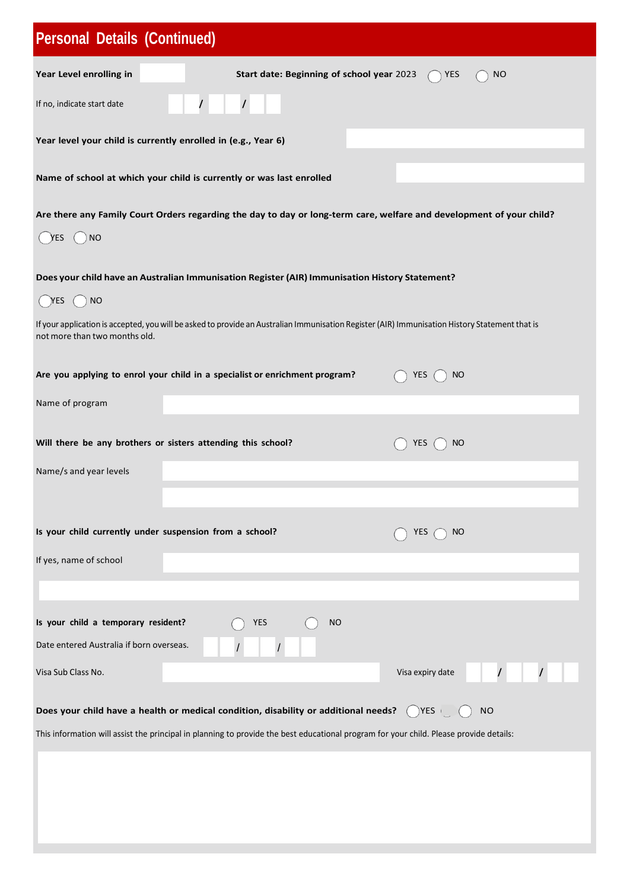## Personal Details (Continued)

**Year Level enrolling in** ______ **Start date: Beginning of school year** 2023 ◯ YES ◯ NO

If no, indicate start date ___ / ___ / ___

**Year level your child is currently enrolled in (e.g., Year 6)** ______

**Name of school at which your child is currently or was last enrolled** ______

**Are there any Family Court Orders regarding the day to day or long-term care, welfare and development of your child?**

◯ YES ◯ NO

**Does your child have an Australian Immunisation Register (AIR) Immunisation History Statement?**

◯ YES ◯ NO

If your application is accepted, you will be asked to provide an Australian Immunisation Register (AIR) Immunisation History Statement that is not more than two months old.

**Are you applying to enrol your child in a specialist or enrichment program?** ◯ YES ◯ NO

Name of program ______

**Will there be any brothers or sisters attending this school?** ◯ YES ◯ NO

Name/s and year levels ______

**Is your child currently under suspension from a school?** ◯ YES ◯ NO

If yes, name of school ______

**Is your child a temporary resident?** ◯ YES ◯ NO

Date entered Australia if born overseas. ___ / ___ / ___

Visa Sub Class No. ______ Visa expiry date ___ / ___ / ___

**Does your child have a health or medical condition, disability or additional needs?** ◯ YES ◯ NO

This information will assist the principal in planning to provide the best educational program for your child. Please provide details: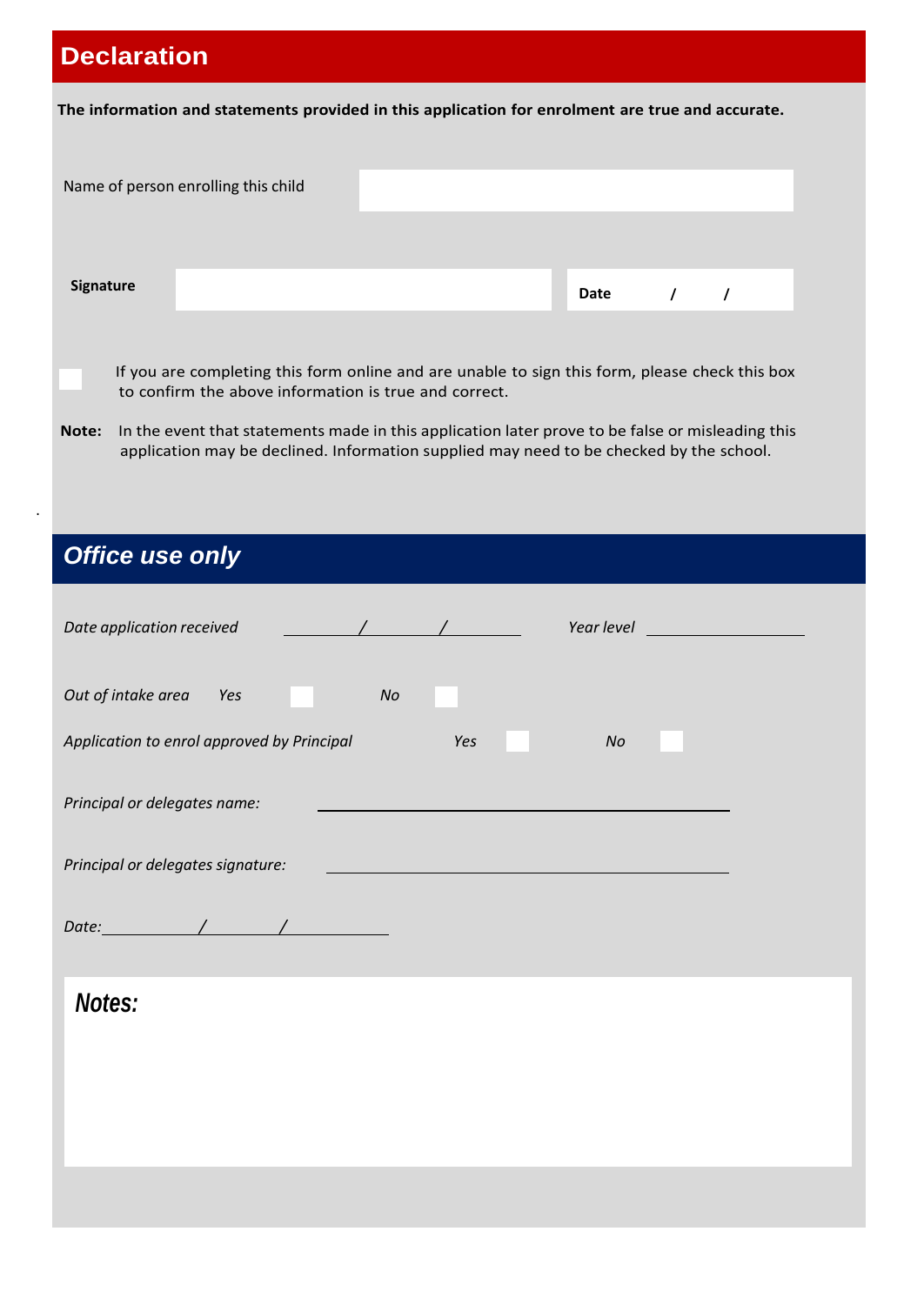## Declaration

**The information and statements provided in this application for enrolment are true and accurate.**

Name of person enrolling this child

**Signature**

**Date / /**

☐ If you are completing this form online and are unable to sign this form, please check this box to confirm the above information is true and correct.

**Note:** In the event that statements made in this application later prove to be false or misleading this application may be declined. Information supplied may need to be checked by the school.

## *Office use only*

*Date application received* ________/________/________ *Year level* ________________

*Out of intake area* *Yes* ☐ *No* ☐

*Application to enrol approved by Principal* *Yes* ☐ *No* ☐

*Principal or delegates name:* ____________________________________________

*Principal or delegates signature:* ____________________________________________

*Date:* ________/________/________

***Notes:***